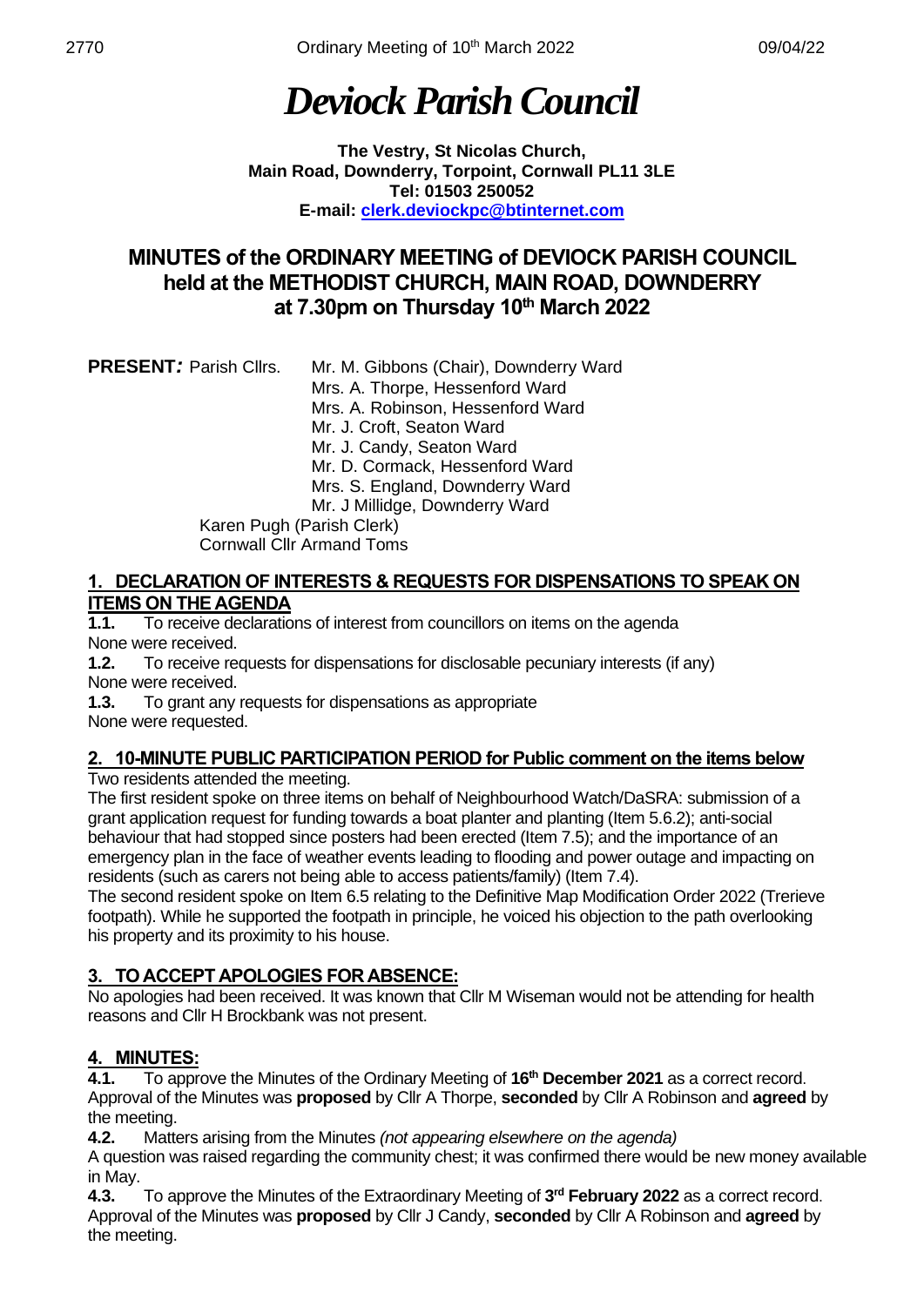# *Deviock Parish Council*

**The Vestry, St Nicolas Church,**
**Main Road, Downderry, Torpoint, Cornwall PL11 3LE**
**Tel: 01503 250052**
**E-mail: clerk.deviockpc@btinternet.com**

## MINUTES of the ORDINARY MEETING of DEVIOCK PARISH COUNCIL held at the METHODIST CHURCH, MAIN ROAD, DOWNDERRY at 7.30pm on Thursday 10th March 2022

**PRESENT***:* Parish Cllrs. Mr. M. Gibbons (Chair), Downderry Ward
Mrs. A. Thorpe, Hessenford Ward
Mrs. A. Robinson, Hessenford Ward
Mr. J. Croft, Seaton Ward
Mr. J. Candy, Seaton Ward
Mr. D. Cormack, Hessenford Ward
Mrs. S. England, Downderry Ward
Mr. J Millidge, Downderry Ward
Karen Pugh (Parish Clerk)
Cornwall Cllr Armand Toms

### 1. DECLARATION OF INTERESTS & REQUESTS FOR DISPENSATIONS TO SPEAK ON ITEMS ON THE AGENDA

**1.1.** To receive declarations of interest from councillors on items on the agenda
None were received.

**1.2.** To receive requests for dispensations for disclosable pecuniary interests (if any)
None were received.

**1.3.** To grant any requests for dispensations as appropriate
None were requested.

### 2. 10-MINUTE PUBLIC PARTICIPATION PERIOD for Public comment on the items below

Two residents attended the meeting.

The first resident spoke on three items on behalf of Neighbourhood Watch/DaSRA: submission of a grant application request for funding towards a boat planter and planting (Item 5.6.2); anti-social behaviour that had stopped since posters had been erected (Item 7.5); and the importance of an emergency plan in the face of weather events leading to flooding and power outage and impacting on residents (such as carers not being able to access patients/family) (Item 7.4).

The second resident spoke on Item 6.5 relating to the Definitive Map Modification Order 2022 (Trerieve footpath). While he supported the footpath in principle, he voiced his objection to the path overlooking his property and its proximity to his house.

### 3. TO ACCEPT APOLOGIES FOR ABSENCE:

No apologies had been received. It was known that Cllr M Wiseman would not be attending for health reasons and Cllr H Brockbank was not present.

### 4. MINUTES:

**4.1.** To approve the Minutes of the Ordinary Meeting of **16th December 2021** as a correct record.
Approval of the Minutes was **proposed** by Cllr A Thorpe, **seconded** by Cllr A Robinson and **agreed** by the meeting.

**4.2.** Matters arising from the Minutes *(not appearing elsewhere on the agenda)*
A question was raised regarding the community chest; it was confirmed there would be new money available in May.

**4.3.** To approve the Minutes of the Extraordinary Meeting of **3rd February 2022** as a correct record.
Approval of the Minutes was **proposed** by Cllr J Candy, **seconded** by Cllr A Robinson and **agreed** by the meeting.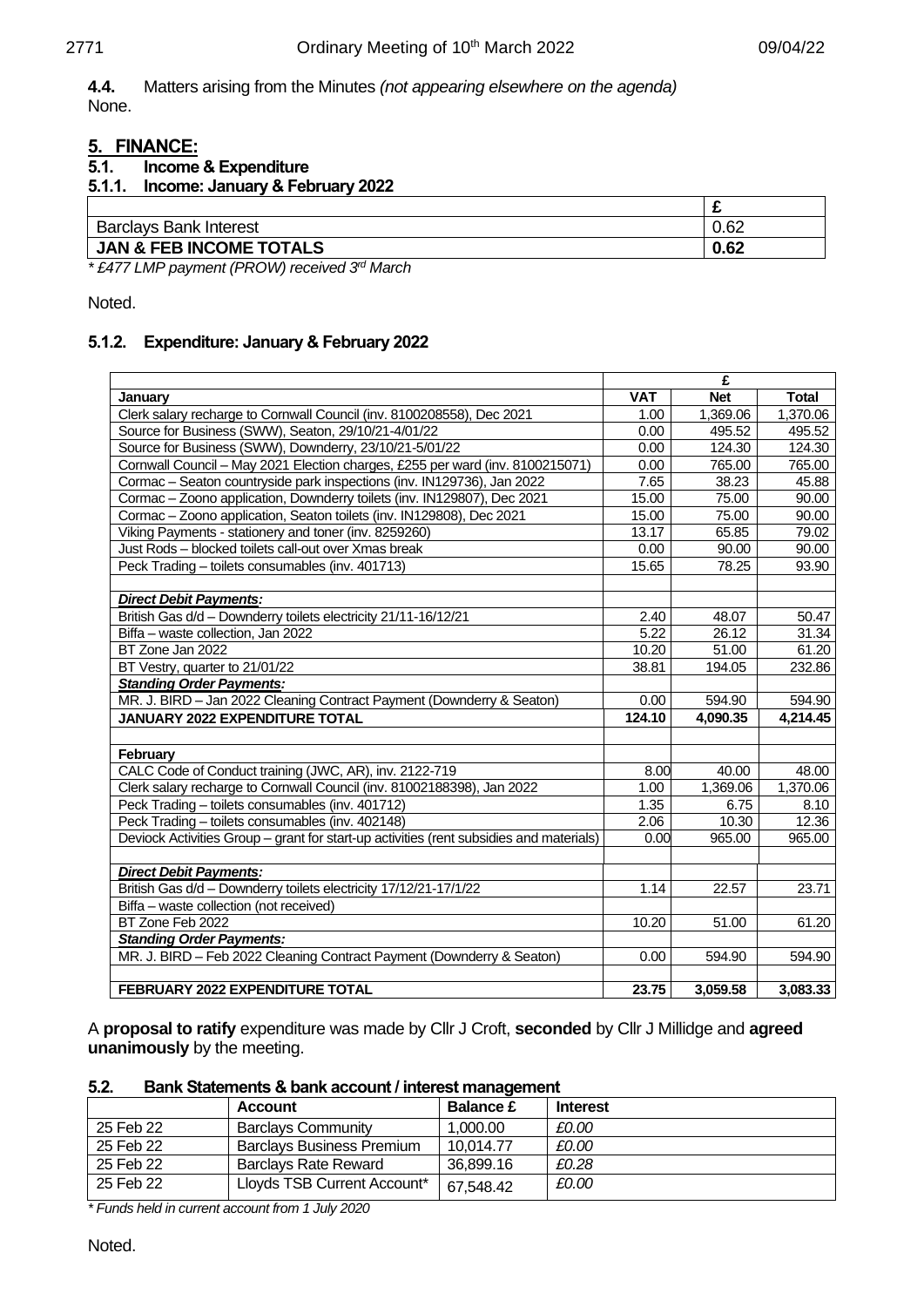**4.4.** Matters arising from the Minutes *(not appearing elsewhere on the agenda)*
None.

## 5. FINANCE:

### 5.1. Income & Expenditure

### 5.1.1. Income: January & February 2022

| | £ |
|---|---|
| Barclays Bank Interest | 0.62 |
| **JAN & FEB INCOME TOTALS** | **0.62** |

*\* £477 LMP payment (PROW) received 3rd March*

Noted.

### 5.1.2. Expenditure: January & February 2022

| | £ | | |
|---|---|---|---|
| **January** | **VAT** | **Net** | **Total** |
| Clerk salary recharge to Cornwall Council (inv. 8100208558), Dec 2021 | 1.00 | 1,369.06 | 1,370.06 |
| Source for Business (SWW), Seaton, 29/10/21-4/01/22 | 0.00 | 495.52 | 495.52 |
| Source for Business (SWW), Downderry, 23/10/21-5/01/22 | 0.00 | 124.30 | 124.30 |
| Cornwall Council – May 2021 Election charges, £255 per ward (inv. 8100215071) | 0.00 | 765.00 | 765.00 |
| Cormac – Seaton countryside park inspections (inv. IN129736), Jan 2022 | 7.65 | 38.23 | 45.88 |
| Cormac – Zoono application, Downderry toilets (inv. IN129807), Dec 2021 | 15.00 | 75.00 | 90.00 |
| Cormac – Zoono application, Seaton toilets (inv. IN129808), Dec 2021 | 15.00 | 75.00 | 90.00 |
| Viking Payments - stationery and toner (inv. 8259260) | 13.17 | 65.85 | 79.02 |
| Just Rods – blocked toilets call-out over Xmas break | 0.00 | 90.00 | 90.00 |
| Peck Trading – toilets consumables (inv. 401713) | 15.65 | 78.25 | 93.90 |
| | | | |
| ***Direct Debit Payments:*** | | | |
| British Gas d/d – Downderry toilets electricity 21/11-16/12/21 | 2.40 | 48.07 | 50.47 |
| Biffa – waste collection, Jan 2022 | 5.22 | 26.12 | 31.34 |
| BT Zone Jan 2022 | 10.20 | 51.00 | 61.20 |
| BT Vestry, quarter to 21/01/22 | 38.81 | 194.05 | 232.86 |
| ***Standing Order Payments:*** | | | |
| MR. J. BIRD – Jan 2022 Cleaning Contract Payment (Downderry & Seaton) | 0.00 | 594.90 | 594.90 |
| **JANUARY 2022 EXPENDITURE TOTAL** | **124.10** | **4,090.35** | **4,214.45** |
| | | | |
| **February** | | | |
| CALC Code of Conduct training (JWC, AR), inv. 2122-719 | 8.00 | 40.00 | 48.00 |
| Clerk salary recharge to Cornwall Council (inv. 81002188398), Jan 2022 | 1.00 | 1,369.06 | 1,370.06 |
| Peck Trading – toilets consumables (inv. 401712) | 1.35 | 6.75 | 8.10 |
| Peck Trading – toilets consumables (inv. 402148) | 2.06 | 10.30 | 12.36 |
| Deviock Activities Group – grant for start-up activities (rent subsidies and materials) | 0.00 | 965.00 | 965.00 |
| | | | |
| ***Direct Debit Payments:*** | | | |
| British Gas d/d – Downderry toilets electricity 17/12/21-17/1/22 | 1.14 | 22.57 | 23.71 |
| Biffa – waste collection (not received) | | | |
| BT Zone Feb 2022 | 10.20 | 51.00 | 61.20 |
| ***Standing Order Payments:*** | | | |
| MR. J. BIRD – Feb 2022 Cleaning Contract Payment (Downderry & Seaton) | 0.00 | 594.90 | 594.90 |
| | | | |
| **FEBRUARY 2022 EXPENDITURE TOTAL** | **23.75** | **3,059.58** | **3,083.33** |

A **proposal to ratify** expenditure was made by Cllr J Croft, **seconded** by Cllr J Millidge and **agreed unanimously** by the meeting.

### 5.2. Bank Statements & bank account / interest management

| | Account | Balance £ | Interest |
|---|---|---|---|
| 25 Feb 22 | Barclays Community | 1,000.00 | *£0.00* |
| 25 Feb 22 | Barclays Business Premium | 10,014.77 | *£0.00* |
| 25 Feb 22 | Barclays Rate Reward | 36,899.16 | *£0.28* |
| 25 Feb 22 | Lloyds TSB Current Account* | 67,548.42 | *£0.00* |

*\* Funds held in current account from 1 July 2020*

Noted.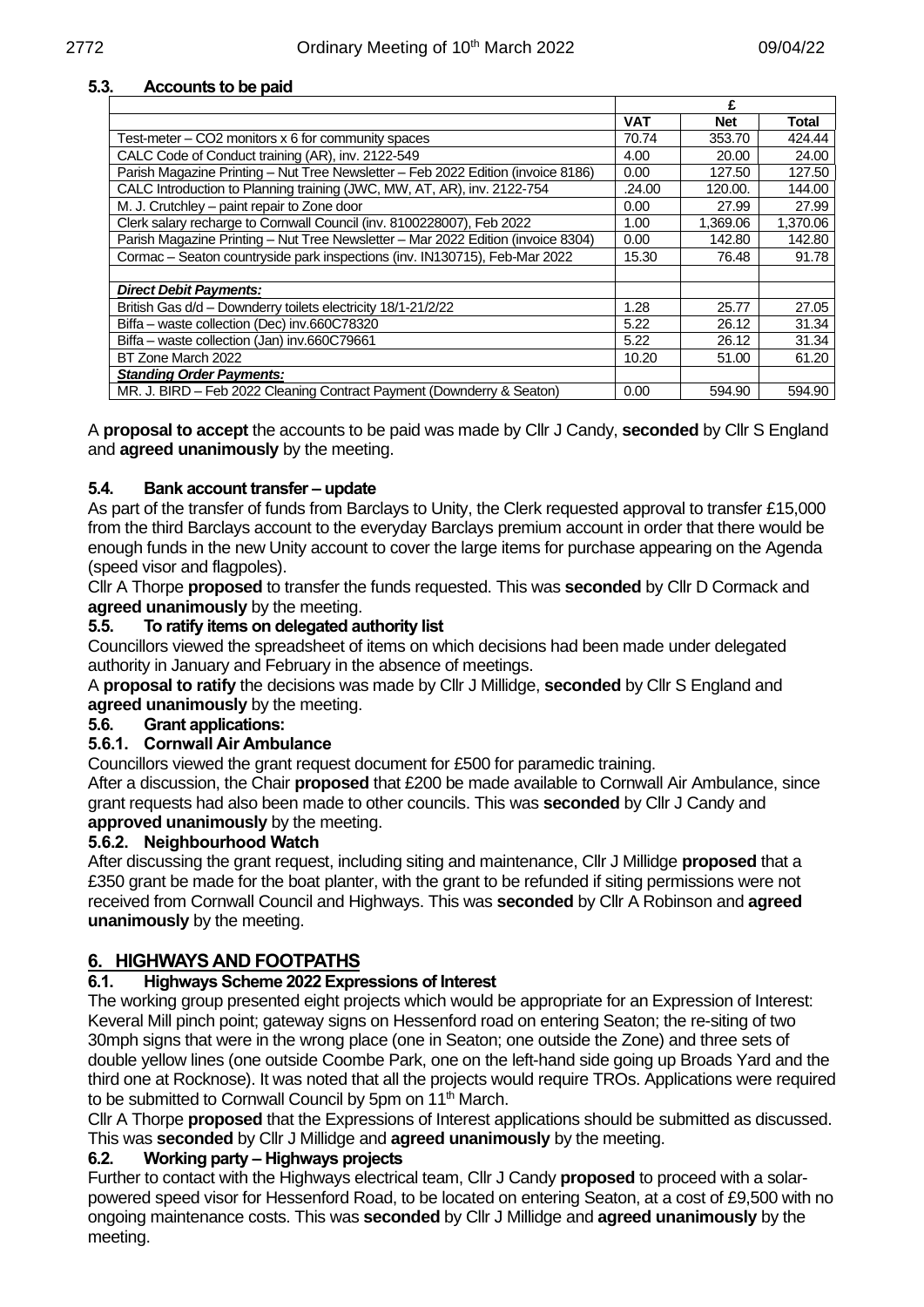### 5.3. Accounts to be paid

| | £ | | |
|---|---|---|---|
| | **VAT** | **Net** | **Total** |
| Test-meter – $CO_2$ monitors x 6 for community spaces | 70.74 | 353.70 | 424.44 |
| CALC Code of Conduct training (AR), inv. 2122-549 | 4.00 | 20.00 | 24.00 |
| Parish Magazine Printing – Nut Tree Newsletter – Feb 2022 Edition (invoice 8186) | 0.00 | 127.50 | 127.50 |
| CALC Introduction to Planning training (JWC, MW, AT, AR), inv. 2122-754 | .24.00 | 120.00. | 144.00 |
| M. J. Crutchley – paint repair to Zone door | 0.00 | 27.99 | 27.99 |
| Clerk salary recharge to Cornwall Council (inv. 8100228007), Feb 2022 | 1.00 | 1,369.06 | 1,370.06 |
| Parish Magazine Printing – Nut Tree Newsletter – Mar 2022 Edition (invoice 8304) | 0.00 | 142.80 | 142.80 |
| Cormac – Seaton countryside park inspections (inv. IN130715), Feb-Mar 2022 | 15.30 | 76.48 | 91.78 |
| | | | |
| ***Direct Debit Payments:*** | | | |
| British Gas d/d – Downderry toilets electricity 18/1-21/2/22 | 1.28 | 25.77 | 27.05 |
| Biffa – waste collection (Dec) inv.660C78320 | 5.22 | 26.12 | 31.34 |
| Biffa – waste collection (Jan) inv.660C79661 | 5.22 | 26.12 | 31.34 |
| BT Zone March 2022 | 10.20 | 51.00 | 61.20 |
| ***Standing Order Payments:*** | | | |
| MR. J. BIRD – Feb 2022 Cleaning Contract Payment (Downderry & Seaton) | 0.00 | 594.90 | 594.90 |

A **proposal to accept** the accounts to be paid was made by Cllr J Candy, **seconded** by Cllr S England and **agreed unanimously** by the meeting.

### 5.4. Bank account transfer – update

As part of the transfer of funds from Barclays to Unity, the Clerk requested approval to transfer £15,000 from the third Barclays account to the everyday Barclays premium account in order that there would be enough funds in the new Unity account to cover the large items for purchase appearing on the Agenda (speed visor and flagpoles).

Cllr A Thorpe **proposed** to transfer the funds requested. This was **seconded** by Cllr D Cormack and **agreed unanimously** by the meeting.

### 5.5. To ratify items on delegated authority list

Councillors viewed the spreadsheet of items on which decisions had been made under delegated authority in January and February in the absence of meetings.

A **proposal to ratify** the decisions was made by Cllr J Millidge, **seconded** by Cllr S England and **agreed unanimously** by the meeting.

### 5.6. Grant applications:

#### 5.6.1. Cornwall Air Ambulance

Councillors viewed the grant request document for £500 for paramedic training.

After a discussion, the Chair **proposed** that £200 be made available to Cornwall Air Ambulance, since grant requests had also been made to other councils. This was **seconded** by Cllr J Candy and **approved unanimously** by the meeting.

#### 5.6.2. Neighbourhood Watch

After discussing the grant request, including siting and maintenance, Cllr J Millidge **proposed** that a £350 grant be made for the boat planter, with the grant to be refunded if siting permissions were not received from Cornwall Council and Highways. This was **seconded** by Cllr A Robinson and **agreed unanimously** by the meeting.

## 6. HIGHWAYS AND FOOTPATHS

### 6.1. Highways Scheme 2022 Expressions of Interest

The working group presented eight projects which would be appropriate for an Expression of Interest: Keveral Mill pinch point; gateway signs on Hessenford road on entering Seaton; the re-siting of two 30mph signs that were in the wrong place (one in Seaton; one outside the Zone) and three sets of double yellow lines (one outside Coombe Park, one on the left-hand side going up Broads Yard and the third one at Rocknose). It was noted that all the projects would require TROs. Applications were required to be submitted to Cornwall Council by 5pm on 11th March.

Cllr A Thorpe **proposed** that the Expressions of Interest applications should be submitted as discussed. This was **seconded** by Cllr J Millidge and **agreed unanimously** by the meeting.

### 6.2. Working party – Highways projects

Further to contact with the Highways electrical team, Cllr J Candy **proposed** to proceed with a solar-powered speed visor for Hessenford Road, to be located on entering Seaton, at a cost of £9,500 with no ongoing maintenance costs. This was **seconded** by Cllr J Millidge and **agreed unanimously** by the meeting.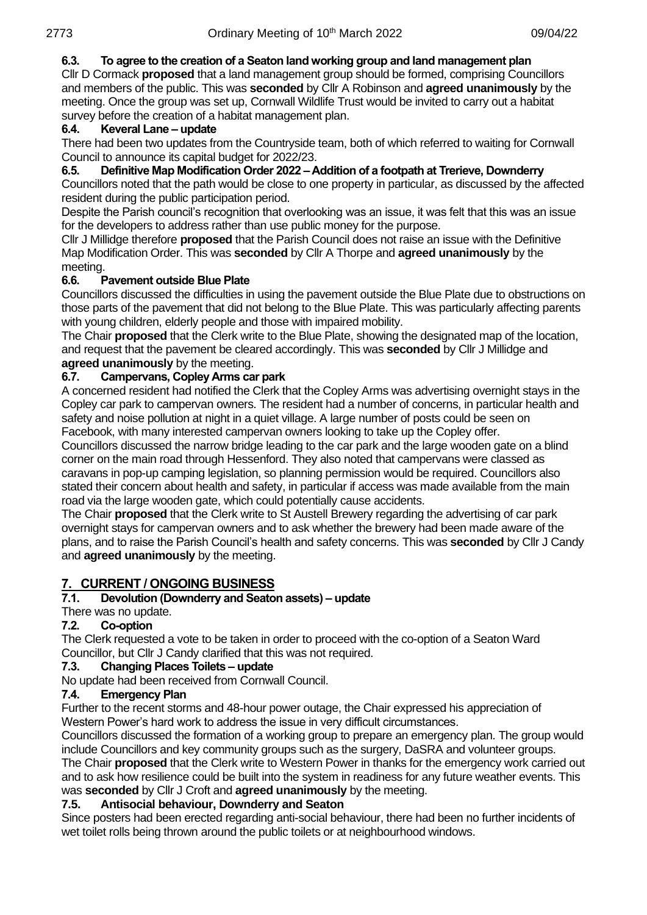### 6.3. To agree to the creation of a Seaton land working group and land management plan

Cllr D Cormack **proposed** that a land management group should be formed, comprising Councillors and members of the public. This was **seconded** by Cllr A Robinson and **agreed unanimously** by the meeting. Once the group was set up, Cornwall Wildlife Trust would be invited to carry out a habitat survey before the creation of a habitat management plan.

### 6.4. Keveral Lane – update

There had been two updates from the Countryside team, both of which referred to waiting for Cornwall Council to announce its capital budget for 2022/23.

### 6.5. Definitive Map Modification Order 2022 – Addition of a footpath at Trerieve, Downderry

Councillors noted that the path would be close to one property in particular, as discussed by the affected resident during the public participation period.

Despite the Parish council's recognition that overlooking was an issue, it was felt that this was an issue for the developers to address rather than use public money for the purpose.

Cllr J Millidge therefore **proposed** that the Parish Council does not raise an issue with the Definitive Map Modification Order. This was **seconded** by Cllr A Thorpe and **agreed unanimously** by the meeting.

### 6.6. Pavement outside Blue Plate

Councillors discussed the difficulties in using the pavement outside the Blue Plate due to obstructions on those parts of the pavement that did not belong to the Blue Plate. This was particularly affecting parents with young children, elderly people and those with impaired mobility.

The Chair **proposed** that the Clerk write to the Blue Plate, showing the designated map of the location, and request that the pavement be cleared accordingly. This was **seconded** by Cllr J Millidge and **agreed unanimously** by the meeting.

### 6.7. Campervans, Copley Arms car park

A concerned resident had notified the Clerk that the Copley Arms was advertising overnight stays in the Copley car park to campervan owners. The resident had a number of concerns, in particular health and safety and noise pollution at night in a quiet village. A large number of posts could be seen on Facebook, with many interested campervan owners looking to take up the Copley offer.

Councillors discussed the narrow bridge leading to the car park and the large wooden gate on a blind corner on the main road through Hessenford. They also noted that campervans were classed as caravans in pop-up camping legislation, so planning permission would be required. Councillors also stated their concern about health and safety, in particular if access was made available from the main road via the large wooden gate, which could potentially cause accidents.

The Chair **proposed** that the Clerk write to St Austell Brewery regarding the advertising of car park overnight stays for campervan owners and to ask whether the brewery had been made aware of the plans, and to raise the Parish Council's health and safety concerns. This was **seconded** by Cllr J Candy and **agreed unanimously** by the meeting.

## 7. CURRENT / ONGOING BUSINESS

### 7.1. Devolution (Downderry and Seaton assets) – update

There was no update.

### 7.2. Co-option

The Clerk requested a vote to be taken in order to proceed with the co-option of a Seaton Ward Councillor, but Cllr J Candy clarified that this was not required.

### 7.3. Changing Places Toilets – update

No update had been received from Cornwall Council.

### 7.4. Emergency Plan

Further to the recent storms and 48-hour power outage, the Chair expressed his appreciation of Western Power's hard work to address the issue in very difficult circumstances.

Councillors discussed the formation of a working group to prepare an emergency plan. The group would include Councillors and key community groups such as the surgery, DaSRA and volunteer groups.

The Chair **proposed** that the Clerk write to Western Power in thanks for the emergency work carried out and to ask how resilience could be built into the system in readiness for any future weather events. This was **seconded** by Cllr J Croft and **agreed unanimously** by the meeting.

### 7.5. Antisocial behaviour, Downderry and Seaton

Since posters had been erected regarding anti-social behaviour, there had been no further incidents of wet toilet rolls being thrown around the public toilets or at neighbourhood windows.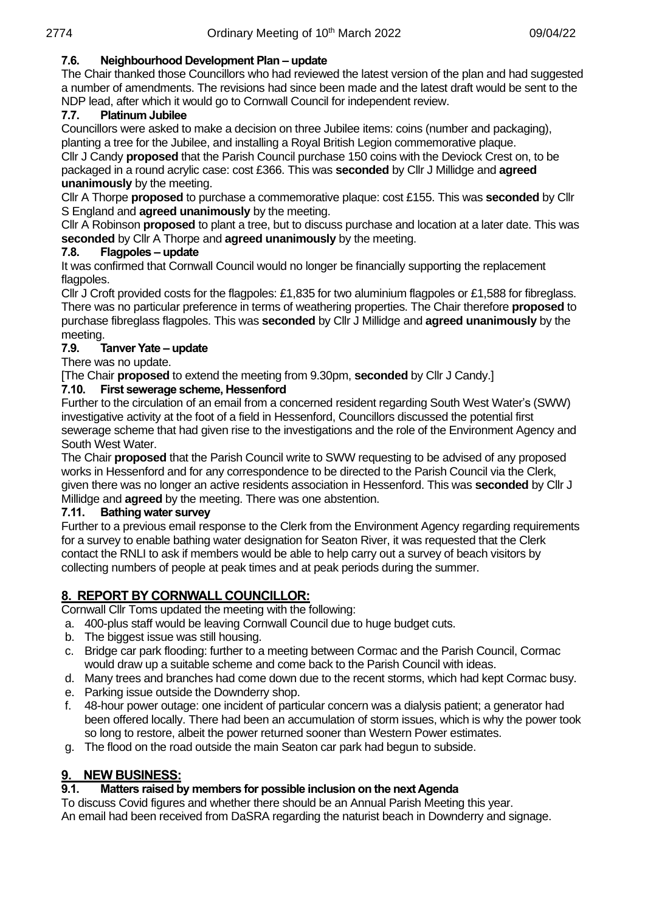### 7.6. Neighbourhood Development Plan – update

The Chair thanked those Councillors who had reviewed the latest version of the plan and had suggested a number of amendments. The revisions had since been made and the latest draft would be sent to the NDP lead, after which it would go to Cornwall Council for independent review.

### 7.7. Platinum Jubilee

Councillors were asked to make a decision on three Jubilee items: coins (number and packaging), planting a tree for the Jubilee, and installing a Royal British Legion commemorative plaque.

Cllr J Candy **proposed** that the Parish Council purchase 150 coins with the Deviock Crest on, to be packaged in a round acrylic case: cost £366. This was **seconded** by Cllr J Millidge and **agreed unanimously** by the meeting.

Cllr A Thorpe **proposed** to purchase a commemorative plaque: cost £155. This was **seconded** by Cllr S England and **agreed unanimously** by the meeting.

Cllr A Robinson **proposed** to plant a tree, but to discuss purchase and location at a later date. This was **seconded** by Cllr A Thorpe and **agreed unanimously** by the meeting.

### 7.8. Flagpoles – update

It was confirmed that Cornwall Council would no longer be financially supporting the replacement flagpoles.

Cllr J Croft provided costs for the flagpoles: £1,835 for two aluminium flagpoles or £1,588 for fibreglass. There was no particular preference in terms of weathering properties. The Chair therefore **proposed** to purchase fibreglass flagpoles. This was **seconded** by Cllr J Millidge and **agreed unanimously** by the meeting.

### 7.9. Tanver Yate – update

There was no update.

[The Chair **proposed** to extend the meeting from 9.30pm, **seconded** by Cllr J Candy.]

### 7.10. First sewerage scheme, Hessenford

Further to the circulation of an email from a concerned resident regarding South West Water's (SWW) investigative activity at the foot of a field in Hessenford, Councillors discussed the potential first sewerage scheme that had given rise to the investigations and the role of the Environment Agency and South West Water.

The Chair **proposed** that the Parish Council write to SWW requesting to be advised of any proposed works in Hessenford and for any correspondence to be directed to the Parish Council via the Clerk, given there was no longer an active residents association in Hessenford. This was **seconded** by Cllr J Millidge and **agreed** by the meeting. There was one abstention.

### 7.11. Bathing water survey

Further to a previous email response to the Clerk from the Environment Agency regarding requirements for a survey to enable bathing water designation for Seaton River, it was requested that the Clerk contact the RNLI to ask if members would be able to help carry out a survey of beach visitors by collecting numbers of people at peak times and at peak periods during the summer.

## 8. REPORT BY CORNWALL COUNCILLOR:

Cornwall Cllr Toms updated the meeting with the following:

a. 400-plus staff would be leaving Cornwall Council due to huge budget cuts.
b. The biggest issue was still housing.
c. Bridge car park flooding: further to a meeting between Cormac and the Parish Council, Cormac would draw up a suitable scheme and come back to the Parish Council with ideas.
d. Many trees and branches had come down due to the recent storms, which had kept Cormac busy.
e. Parking issue outside the Downderry shop.
f. 48-hour power outage: one incident of particular concern was a dialysis patient; a generator had been offered locally. There had been an accumulation of storm issues, which is why the power took so long to restore, albeit the power returned sooner than Western Power estimates.
g. The flood on the road outside the main Seaton car park had begun to subside.

## 9. NEW BUSINESS:

### 9.1. Matters raised by members for possible inclusion on the next Agenda

To discuss Covid figures and whether there should be an Annual Parish Meeting this year.

An email had been received from DaSRA regarding the naturist beach in Downderry and signage.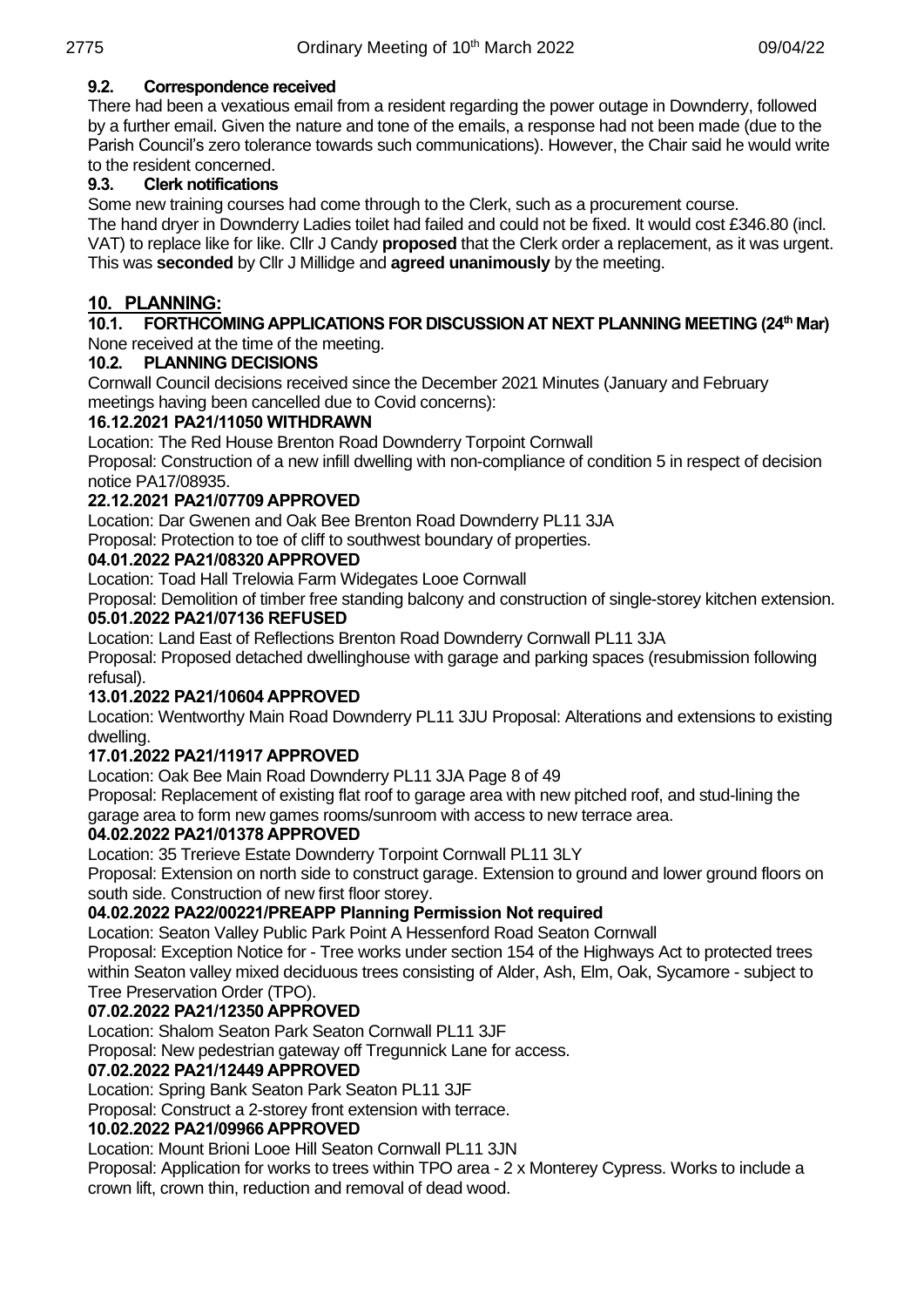### 9.2. Correspondence received

There had been a vexatious email from a resident regarding the power outage in Downderry, followed by a further email. Given the nature and tone of the emails, a response had not been made (due to the Parish Council's zero tolerance towards such communications). However, the Chair said he would write to the resident concerned.

### 9.3. Clerk notifications

Some new training courses had come through to the Clerk, such as a procurement course.

The hand dryer in Downderry Ladies toilet had failed and could not be fixed. It would cost £346.80 (incl. VAT) to replace like for like. Cllr J Candy **proposed** that the Clerk order a replacement, as it was urgent. This was **seconded** by Cllr J Millidge and **agreed unanimously** by the meeting.

## 10. PLANNING:

### 10.1. FORTHCOMING APPLICATIONS FOR DISCUSSION AT NEXT PLANNING MEETING (24th Mar)

None received at the time of the meeting.

### 10.2. PLANNING DECISIONS

Cornwall Council decisions received since the December 2021 Minutes (January and February meetings having been cancelled due to Covid concerns):

**16.12.2021 PA21/11050 WITHDRAWN**

Location: The Red House Brenton Road Downderry Torpoint Cornwall

Proposal: Construction of a new infill dwelling with non-compliance of condition 5 in respect of decision notice PA17/08935.

**22.12.2021 PA21/07709 APPROVED**

Location: Dar Gwenen and Oak Bee Brenton Road Downderry PL11 3JA

Proposal: Protection to toe of cliff to southwest boundary of properties.

**04.01.2022 PA21/08320 APPROVED**

Location: Toad Hall Trelowia Farm Widegates Looe Cornwall

Proposal: Demolition of timber free standing balcony and construction of single-storey kitchen extension.

**05.01.2022 PA21/07136 REFUSED**

Location: Land East of Reflections Brenton Road Downderry Cornwall PL11 3JA

Proposal: Proposed detached dwellinghouse with garage and parking spaces (resubmission following refusal).

**13.01.2022 PA21/10604 APPROVED**

Location: Wentworthy Main Road Downderry PL11 3JU Proposal: Alterations and extensions to existing dwelling.

**17.01.2022 PA21/11917 APPROVED**

Location: Oak Bee Main Road Downderry PL11 3JA Page 8 of 49

Proposal: Replacement of existing flat roof to garage area with new pitched roof, and stud-lining the garage area to form new games rooms/sunroom with access to new terrace area.

**04.02.2022 PA21/01378 APPROVED**

Location: 35 Trerieve Estate Downderry Torpoint Cornwall PL11 3LY

Proposal: Extension on north side to construct garage. Extension to ground and lower ground floors on south side. Construction of new first floor storey.

**04.02.2022 PA22/00221/PREAPP Planning Permission Not required**

Location: Seaton Valley Public Park Point A Hessenford Road Seaton Cornwall

Proposal: Exception Notice for - Tree works under section 154 of the Highways Act to protected trees within Seaton valley mixed deciduous trees consisting of Alder, Ash, Elm, Oak, Sycamore - subject to Tree Preservation Order (TPO).

**07.02.2022 PA21/12350 APPROVED**

Location: Shalom Seaton Park Seaton Cornwall PL11 3JF

Proposal: New pedestrian gateway off Tregunnick Lane for access.

**07.02.2022 PA21/12449 APPROVED**

Location: Spring Bank Seaton Park Seaton PL11 3JF

Proposal: Construct a 2-storey front extension with terrace.

**10.02.2022 PA21/09966 APPROVED**

Location: Mount Brioni Looe Hill Seaton Cornwall PL11 3JN

Proposal: Application for works to trees within TPO area - 2 x Monterey Cypress. Works to include a crown lift, crown thin, reduction and removal of dead wood.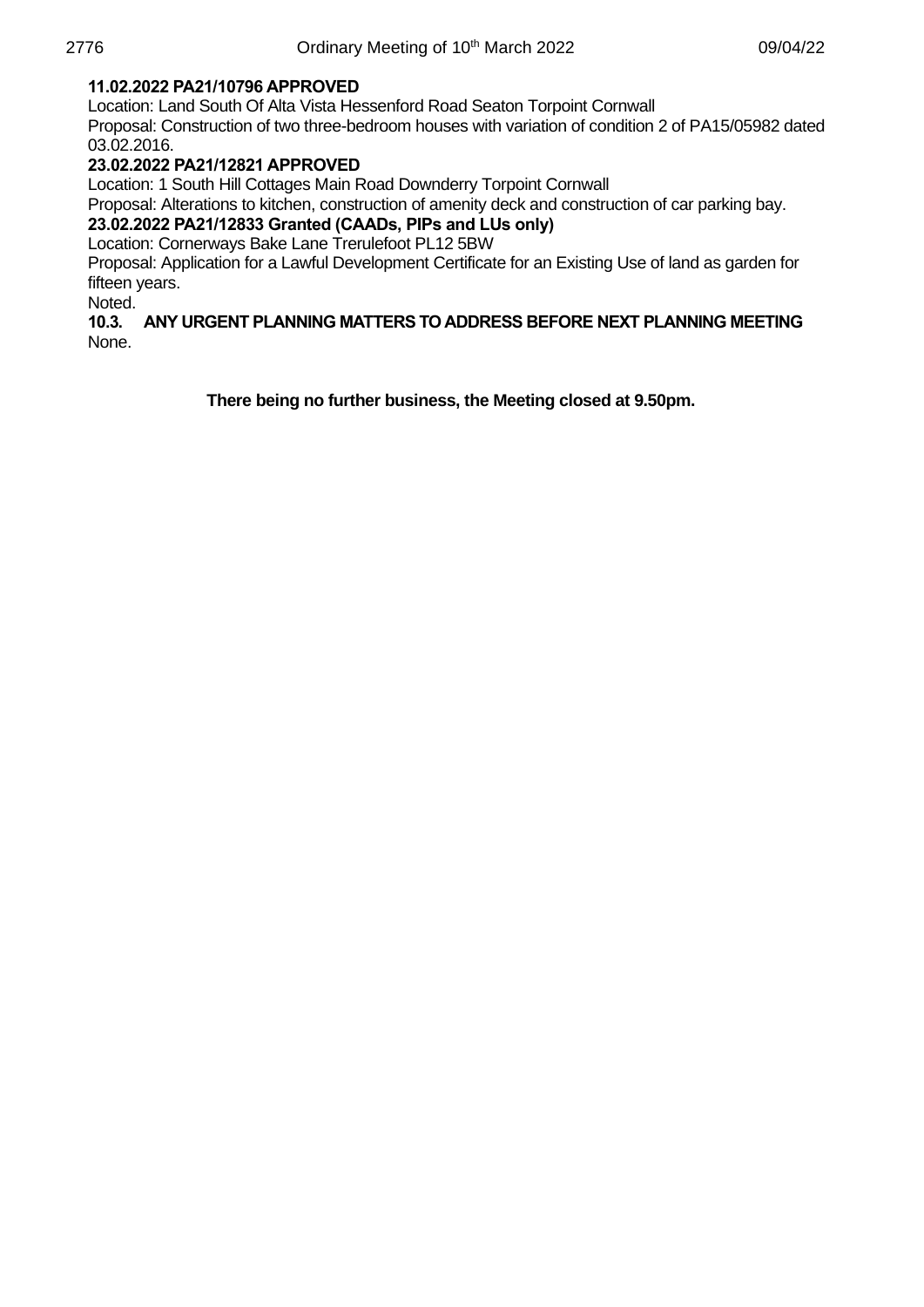**11.02.2022 PA21/10796 APPROVED**

Location: Land South Of Alta Vista Hessenford Road Seaton Torpoint Cornwall

Proposal: Construction of two three-bedroom houses with variation of condition 2 of PA15/05982 dated 03.02.2016.

**23.02.2022 PA21/12821 APPROVED**

Location: 1 South Hill Cottages Main Road Downderry Torpoint Cornwall

Proposal: Alterations to kitchen, construction of amenity deck and construction of car parking bay.

**23.02.2022 PA21/12833 Granted (CAADs, PIPs and LUs only)**

Location: Cornerways Bake Lane Trerulefoot PL12 5BW

Proposal: Application for a Lawful Development Certificate for an Existing Use of land as garden for fifteen years.

Noted.

**10.3. ANY URGENT PLANNING MATTERS TO ADDRESS BEFORE NEXT PLANNING MEETING**

None.

**There being no further business, the Meeting closed at 9.50pm.**